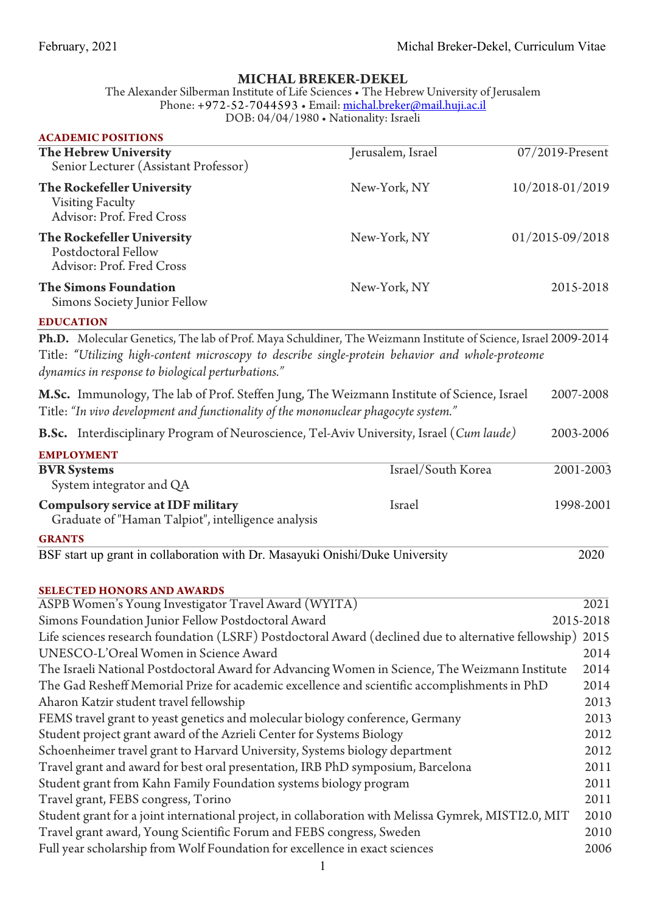# MICHAL BREKER-DEKEL

The Alexander Silberman Institute of Life Sciences • The Hebrew University of Jerusalem
Phone: +972-52-7044593 • Email: michal.breker@mail.huji.ac.il
DOB: 04/04/1980 • Nationality: Israeli

## ACADEMIC POSITIONS

**The Hebrew University** — Jerusalem, Israel — 07/2019-Present
Senior Lecturer (Assistant Professor)

**The Rockefeller University** — New-York, NY — 10/2018-01/2019
Visiting Faculty
Advisor: Prof. Fred Cross

**The Rockefeller University** — New-York, NY — 01/2015-09/2018
Postdoctoral Fellow
Advisor: Prof. Fred Cross

**The Simons Foundation** — New-York, NY — 2015-2018
Simons Society Junior Fellow

## EDUCATION

**Ph.D.** Molecular Genetics, The lab of Prof. Maya Schuldiner, The Weizmann Institute of Science, Israel 2009-2014
Title: *"Utilizing high-content microscopy to describe single-protein behavior and whole-proteome dynamics in response to biological perturbations."*

**M.Sc.** Immunology, The lab of Prof. Steffen Jung, The Weizmann Institute of Science, Israel 2007-2008
Title: *"In vivo development and functionality of the mononuclear phagocyte system."*

**B.Sc.** Interdisciplinary Program of Neuroscience, Tel-Aviv University, Israel (*Cum laude*) 2003-2006

## EMPLOYMENT

**BVR Systems** — Israel/South Korea — 2001-2003
System integrator and QA

**Compulsory service at IDF military** — Israel — 1998-2001
Graduate of "Haman Talpiot", intelligence analysis

## GRANTS

BSF start up grant in collaboration with Dr. Masayuki Onishi/Duke University — 2020

## SELECTED HONORS AND AWARDS

| Award | Year |
|---|---|
| ASPB Women's Young Investigator Travel Award (WYITA) | 2021 |
| Simons Foundation Junior Fellow Postdoctoral Award | 2015-2018 |
| Life sciences research foundation (LSRF) Postdoctoral Award (declined due to alternative fellowship) | 2015 |
| UNESCO-L'Oreal Women in Science Award | 2014 |
| The Israeli National Postdoctoral Award for Advancing Women in Science, The Weizmann Institute | 2014 |
| The Gad Resheff Memorial Prize for academic excellence and scientific accomplishments in PhD | 2014 |
| Aharon Katzir student travel fellowship | 2013 |
| FEMS travel grant to yeast genetics and molecular biology conference, Germany | 2013 |
| Student project grant award of the Azrieli Center for Systems Biology | 2012 |
| Schoenheimer travel grant to Harvard University, Systems biology department | 2012 |
| Travel grant and award for best oral presentation, IRB PhD symposium, Barcelona | 2011 |
| Student grant from Kahn Family Foundation systems biology program | 2011 |
| Travel grant, FEBS congress, Torino | 2011 |
| Student grant for a joint international project, in collaboration with Melissa Gymrek, MISTI2.0, MIT | 2010 |
| Travel grant award, Young Scientific Forum and FEBS congress, Sweden | 2010 |
| Full year scholarship from Wolf Foundation for excellence in exact sciences | 2006 |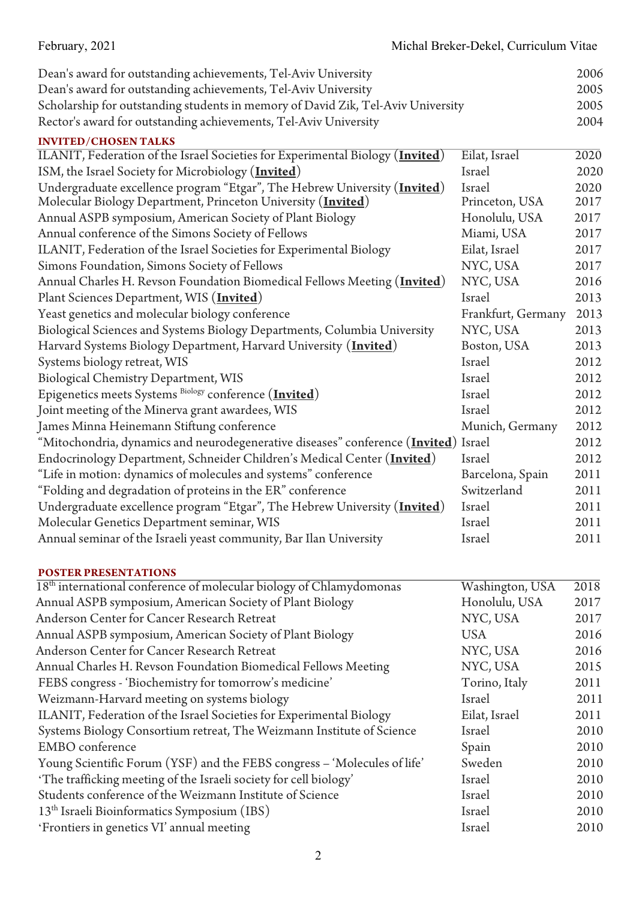| | |
|---|---|
| Dean's award for outstanding achievements, Tel-Aviv University | 2006 |
| Dean's award for outstanding achievements, Tel-Aviv University | 2005 |
| Scholarship for outstanding students in memory of David Zik, Tel-Aviv University | 2005 |
| Rector's award for outstanding achievements, Tel-Aviv University | 2004 |

## INVITED/CHOSEN TALKS

| | | |
|---|---|---|
| ILANIT, Federation of the Israel Societies for Experimental Biology (**Invited**) | Eilat, Israel | 2020 |
| ISM, the Israel Society for Microbiology (**Invited**) | Israel | 2020 |
| Undergraduate excellence program "Etgar", The Hebrew University (**Invited**) | Israel | 2020 |
| Molecular Biology Department, Princeton University (**Invited**) | Princeton, USA | 2017 |
| Annual ASPB symposium, American Society of Plant Biology | Honolulu, USA | 2017 |
| Annual conference of the Simons Society of Fellows | Miami, USA | 2017 |
| ILANIT, Federation of the Israel Societies for Experimental Biology | Eilat, Israel | 2017 |
| Simons Foundation, Simons Society of Fellows | NYC, USA | 2017 |
| Annual Charles H. Revson Foundation Biomedical Fellows Meeting (**Invited**) | NYC, USA | 2016 |
| Plant Sciences Department, WIS (**Invited**) | Israel | 2013 |
| Yeast genetics and molecular biology conference | Frankfurt, Germany | 2013 |
| Biological Sciences and Systems Biology Departments, Columbia University | NYC, USA | 2013 |
| Harvard Systems Biology Department, Harvard University (**Invited**) | Boston, USA | 2013 |
| Systems biology retreat, WIS | Israel | 2012 |
| Biological Chemistry Department, WIS | Israel | 2012 |
| Epigenetics meets Systems Biology conference (**Invited**) | Israel | 2012 |
| Joint meeting of the Minerva grant awardees, WIS | Israel | 2012 |
| James Minna Heinemann Stiftung conference | Munich, Germany | 2012 |
| "Mitochondria, dynamics and neurodegenerative diseases" conference (**Invited**) | Israel | 2012 |
| Endocrinology Department, Schneider Children's Medical Center (**Invited**) | Israel | 2012 |
| "Life in motion: dynamics of molecules and systems" conference | Barcelona, Spain | 2011 |
| "Folding and degradation of proteins in the ER" conference | Switzerland | 2011 |
| Undergraduate excellence program "Etgar", The Hebrew University (**Invited**) | Israel | 2011 |
| Molecular Genetics Department seminar, WIS | Israel | 2011 |
| Annual seminar of the Israeli yeast community, Bar Ilan University | Israel | 2011 |

## POSTER PRESENTATIONS

| | | |
|---|---|---|
| 18th international conference of molecular biology of Chlamydomonas | Washington, USA | 2018 |
| Annual ASPB symposium, American Society of Plant Biology | Honolulu, USA | 2017 |
| Anderson Center for Cancer Research Retreat | NYC, USA | 2017 |
| Annual ASPB symposium, American Society of Plant Biology | USA | 2016 |
| Anderson Center for Cancer Research Retreat | NYC, USA | 2016 |
| Annual Charles H. Revson Foundation Biomedical Fellows Meeting | NYC, USA | 2015 |
| FEBS congress - 'Biochemistry for tomorrow's medicine' | Torino, Italy | 2011 |
| Weizmann-Harvard meeting on systems biology | Israel | 2011 |
| ILANIT, Federation of the Israel Societies for Experimental Biology | Eilat, Israel | 2011 |
| Systems Biology Consortium retreat, The Weizmann Institute of Science | Israel | 2010 |
| EMBO conference | Spain | 2010 |
| Young Scientific Forum (YSF) and the FEBS congress – 'Molecules of life' | Sweden | 2010 |
| 'The trafficking meeting of the Israeli society for cell biology' | Israel | 2010 |
| Students conference of the Weizmann Institute of Science | Israel | 2010 |
| 13th Israeli Bioinformatics Symposium (IBS) | Israel | 2010 |
| 'Frontiers in genetics VI' annual meeting | Israel | 2010 |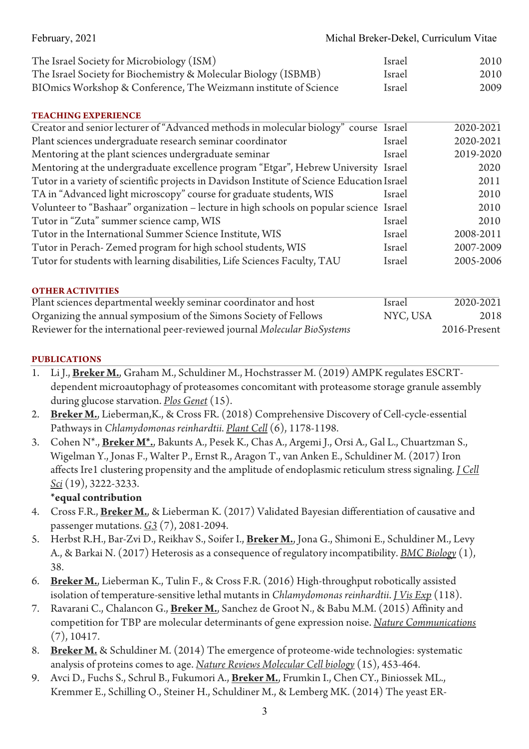| | | |
|---|---|---|
| The Israel Society for Microbiology (ISM) | Israel | 2010 |
| The Israel Society for Biochemistry & Molecular Biology (ISBMB) | Israel | 2010 |
| BIOmics Workshop & Conference, The Weizmann institute of Science | Israel | 2009 |

## TEACHING EXPERIENCE

| | | |
|---|---|---|
| Creator and senior lecturer of "Advanced methods in molecular biology" course | Israel | 2020-2021 |
| Plant sciences undergraduate research seminar coordinator | Israel | 2020-2021 |
| Mentoring at the plant sciences undergraduate seminar | Israel | 2019-2020 |
| Mentoring at the undergraduate excellence program "Etgar", Hebrew University | Israel | 2020 |
| Tutor in a variety of scientific projects in Davidson Institute of Science Education | Israel | 2011 |
| TA in "Advanced light microscopy" course for graduate students, WIS | Israel | 2010 |
| Volunteer to "Bashaar" organization – lecture in high schools on popular science | Israel | 2010 |
| Tutor in "Zuta" summer science camp, WIS | Israel | 2010 |
| Tutor in the International Summer Science Institute, WIS | Israel | 2008-2011 |
| Tutor in Perach- Zemed program for high school students, WIS | Israel | 2007-2009 |
| Tutor for students with learning disabilities, Life Sciences Faculty, TAU | Israel | 2005-2006 |

## OTHER ACTIVITIES

| | | |
|---|---|---|
| Plant sciences departmental weekly seminar coordinator and host | Israel | 2020-2021 |
| Organizing the annual symposium of the Simons Society of Fellows | NYC, USA | 2018 |
| Reviewer for the international peer-reviewed journal *Molecular BioSystems* | | 2016-Present |

## PUBLICATIONS

1. Li J., **Breker M.**, Graham M., Schuldiner M., Hochstrasser M. (2019) AMPK regulates ESCRT-dependent microautophagy of proteasomes concomitant with proteasome storage granule assembly during glucose starvation. *Plos Genet* (15).
2. **Breker M.**, Lieberman,K., & Cross FR. (2018) Comprehensive Discovery of Cell-cycle-essential Pathways in *Chlamydomonas reinhardtii*. *Plant Cell* (6), 1178-1198.
3. Cohen N*., **Breker M*.**, Bakunts A., Pesek K., Chas A., Argemi J., Orsi A., Gal L., Chuartzman S., Wigelman Y., Jonas F., Walter P., Ernst R., Aragon T., van Anken E., Schuldiner M. (2017) Iron affects Ire1 clustering propensity and the amplitude of endoplasmic reticulum stress signaling. *J Cell Sci* (19), 3222-3233.
   **\*equal contribution**
4. Cross F.R., **Breker M.**, & Lieberman K. (2017) Validated Bayesian differentiation of causative and passenger mutations. *G3* (7), 2081-2094.
5. Herbst R.H., Bar-Zvi D., Reikhav S., Soifer I., **Breker M.**, Jona G., Shimoni E., Schuldiner M., Levy A., & Barkai N. (2017) Heterosis as a consequence of regulatory incompatibility. *BMC Biology* (1), 38.
6. **Breker M.**, Lieberman K., Tulin F., & Cross F.R. (2016) High-throughput robotically assisted isolation of temperature-sensitive lethal mutants in *Chlamydomonas reinhardtii*. *J Vis Exp* (118).
7. Ravarani C., Chalancon G., **Breker M.**, Sanchez de Groot N., & Babu M.M. (2015) Affinity and competition for TBP are molecular determinants of gene expression noise. *Nature Communications* (7), 10417.
8. **Breker M.** & Schuldiner M. (2014) The emergence of proteome-wide technologies: systematic analysis of proteins comes to age. *Nature Reviews Molecular Cell biology* (15), 453-464.
9. Avci D., Fuchs S., Schrul B., Fukumori A., **Breker M.**, Frumkin I., Chen CY., Biniossek ML., Kremmer E., Schilling O., Steiner H., Schuldiner M., & Lemberg MK. (2014) The yeast ER-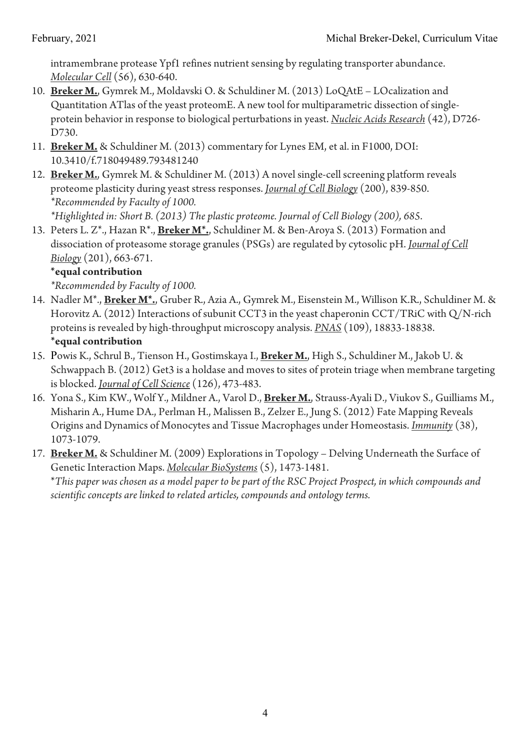intramembrane protease Ypf1 refines nutrient sensing by regulating transporter abundance. *Molecular Cell* (56), 630-640.

10. **Breker M.**, Gymrek M., Moldavski O. & Schuldiner M. (2013) LoQAtE – LOcalization and Quantitation ATlas of the yeast proteomE. A new tool for multiparametric dissection of single-protein behavior in response to biological perturbations in yeast. *Nucleic Acids Research* (42), D726-D730.
11. **Breker M.** & Schuldiner M. (2013) commentary for Lynes EM, et al. in F1000, DOI: 10.3410/f.718049489.793481240
12. **Breker M.**, Gymrek M. & Schuldiner M. (2013) A novel single-cell screening platform reveals proteome plasticity during yeast stress responses. *Journal of Cell Biology* (200), 839-850.
    *\*Recommended by Faculty of 1000.*
    *\*Highlighted in: Short B. (2013) The plastic proteome. Journal of Cell Biology (200), 685.*
13. Peters L. Z\*., Hazan R\*., **Breker M\*.**, Schuldiner M. & Ben-Aroya S. (2013) Formation and dissociation of proteasome storage granules (PSGs) are regulated by cytosolic pH. *Journal of Cell Biology* (201), 663-671.
    **\*equal contribution**
    *\*Recommended by Faculty of 1000.*
14. Nadler M\*., **Breker M\*.**, Gruber R., Azia A., Gymrek M., Eisenstein M., Willison K.R., Schuldiner M. & Horovitz A. (2012) Interactions of subunit CCT3 in the yeast chaperonin CCT/TRiC with Q/N-rich proteins is revealed by high-throughput microscopy analysis. *PNAS* (109), 18833-18838.
    **\*equal contribution**
15. Powis K., Schrul B., Tienson H., Gostimskaya I., **Breker M.**, High S., Schuldiner M., Jakob U. & Schwappach B. (2012) Get3 is a holdase and moves to sites of protein triage when membrane targeting is blocked. *Journal of Cell Science* (126), 473-483.
16. Yona S., Kim KW., Wolf Y., Mildner A., Varol D., **Breker M.**, Strauss-Ayali D., Viukov S., Guilliams M., Misharin A., Hume DA., Perlman H., Malissen B., Zelzer E., Jung S. (2012) Fate Mapping Reveals Origins and Dynamics of Monocytes and Tissue Macrophages under Homeostasis. *Immunity* (38), 1073-1079.
17. **Breker M.** & Schuldiner M. (2009) Explorations in Topology – Delving Underneath the Surface of Genetic Interaction Maps. *Molecular BioSystems* (5), 1473-1481.
    *\*This paper was chosen as a model paper to be part of the RSC Project Prospect, in which compounds and scientific concepts are linked to related articles, compounds and ontology terms.*